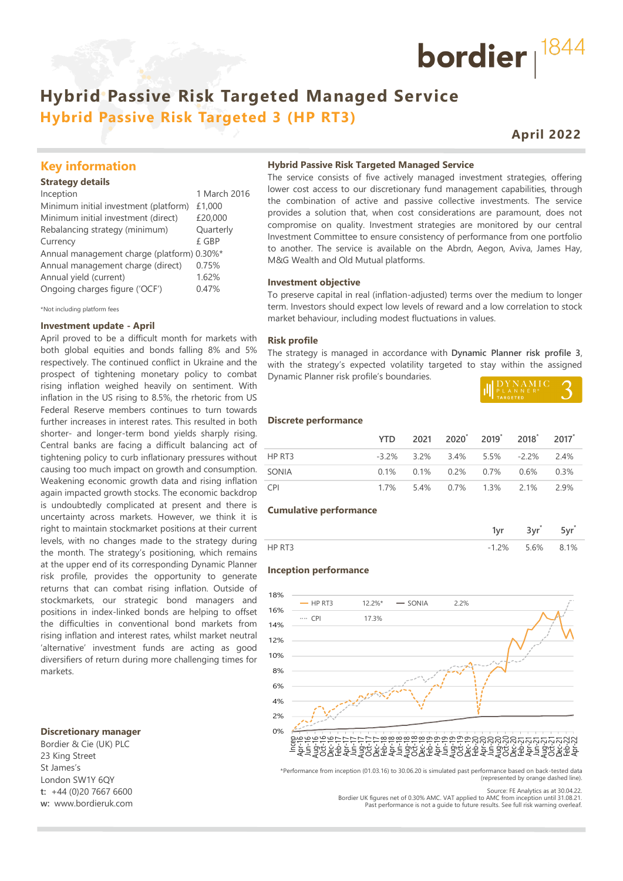bordier 1844

# Hybrid Passive Risk Targeted Managed Service

## Hybrid Passive Risk Targeted 3 (HP RT3)

**April 2022**

## Key information

### Strategy details

| | |
|---|---|
| Inception | 1 March 2016 |
| Minimum initial investment (platform) | £1,000 |
| Minimum initial investment (direct) | £20,000 |
| Rebalancing strategy (minimum) | Quarterly |
| Currency | £ GBP |
| Annual management charge (platform) | 0.30%* |
| Annual management charge (direct) | 0.75% |
| Annual yield (current) | 1.62% |
| Ongoing charges figure ('OCF') | 0.47% |

*Not including platform fees

### Investment update - April

April proved to be a difficult month for markets with both global equities and bonds falling 8% and 5% respectively. The continued conflict in Ukraine and the prospect of tightening monetary policy to combat rising inflation weighed heavily on sentiment. With inflation in the US rising to 8.5%, the rhetoric from US Federal Reserve members continues to turn towards further increases in interest rates. This resulted in both shorter- and longer-term bond yields sharply rising. Central banks are facing a difficult balancing act of tightening policy to curb inflationary pressures without causing too much impact on growth and consumption. Weakening economic growth data and rising inflation again impacted growth stocks. The economic backdrop is undoubtedly complicated at present and there is uncertainty across markets. However, we think it is right to maintain stockmarket positions at their current levels, with no changes made to the strategy during the month. The strategy's positioning, which remains at the upper end of its corresponding Dynamic Planner risk profile, provides the opportunity to generate returns that can combat rising inflation. Outside of stockmarkets, our strategic bond managers and positions in index-linked bonds are helping to offset the difficulties in conventional bond markets from rising inflation and interest rates, whilst market neutral 'alternative' investment funds are acting as good diversifiers of return during more challenging times for markets.

### Discretionary manager

Bordier & Cie (UK) PLC
23 King Street
St James's
London SW1Y 6QY
**t:** +44 (0)20 7667 6600
**w:** www.bordieruk.com

### Hybrid Passive Risk Targeted Managed Service

The service consists of five actively managed investment strategies, offering lower cost access to our discretionary fund management capabilities, through the combination of active and passive collective investments. The service provides a solution that, when cost considerations are paramount, does not compromise on quality. Investment strategies are monitored by our central Investment Committee to ensure consistency of performance from one portfolio to another. The service is available on the Abrdn, Aegon, Aviva, James Hay, M&G Wealth and Old Mutual platforms.

### Investment objective

To preserve capital in real (inflation-adjusted) terms over the medium to longer term. Investors should expect low levels of reward and a low correlation to stock market behaviour, including modest fluctuations in values.

### Risk profile

The strategy is managed in accordance with **Dynamic Planner risk profile 3**, with the strategy's expected volatility targeted to stay within the assigned Dynamic Planner risk profile's boundaries.

DYNAMIC PLANNER® TARGETED 3

### Discrete performance

| | YTD | 2021 | 2020* | 2019* | 2018* | 2017* |
|---|---|---|---|---|---|---|
| HP RT3 | -3.2% | 3.2% | 3.4% | 5.5% | -2.2% | 2.4% |
| SONIA | 0.1% | 0.1% | 0.2% | 0.7% | 0.6% | 0.3% |
| CPI | 1.7% | 5.4% | 0.7% | 1.3% | 2.1% | 2.9% |

### Cumulative performance

| | 1yr | 3yr* | 5yr* |
|---|---|---|---|
| HP RT3 | -1.2% | 5.6% | 8.1% |

### Inception performance

HP RT3 12.2%* — SONIA 2.2% — CPI 17.3%

*Performance from inception (01.03.16) to 30.06.20 is simulated past performance based on back-tested data (represented by orange dashed line).

Source: FE Analytics as at 30.04.22.
Bordier UK figures net of 0.30% AMC. VAT applied to AMC from inception until 31.08.21.
Past performance is not a guide to future results. See full risk warning overleaf.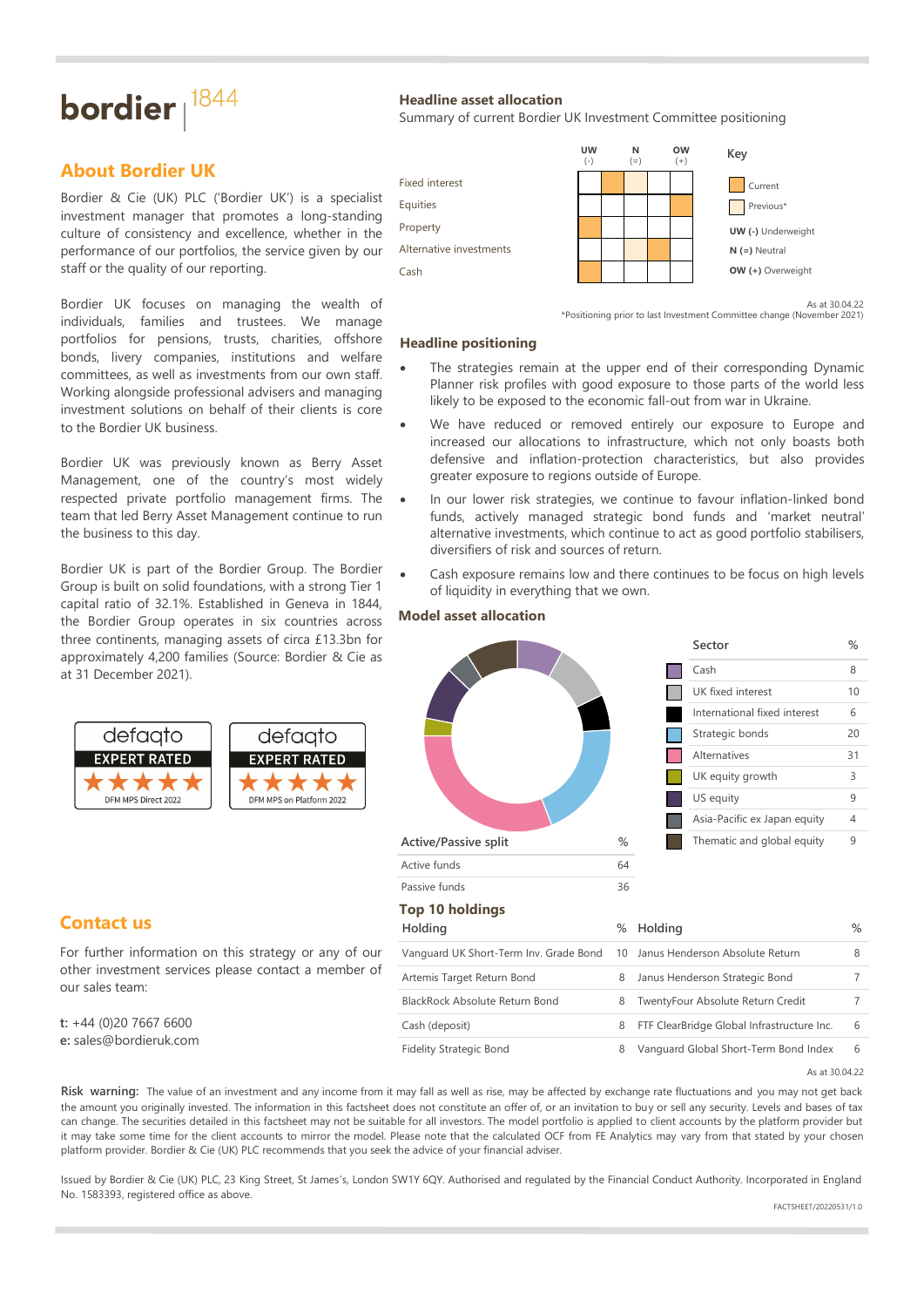# bordier 1844

## About Bordier UK

Bordier & Cie (UK) PLC ('Bordier UK') is a specialist investment manager that promotes a long-standing culture of consistency and excellence, whether in the performance of our portfolios, the service given by our staff or the quality of our reporting.

Bordier UK focuses on managing the wealth of individuals, families and trustees. We manage portfolios for pensions, trusts, charities, offshore bonds, livery companies, institutions and welfare committees, as well as investments from our own staff. Working alongside professional advisers and managing investment solutions on behalf of their clients is core to the Bordier UK business.

Bordier UK was previously known as Berry Asset Management, one of the country's most widely respected private portfolio management firms. The team that led Berry Asset Management continue to run the business to this day.

Bordier UK is part of the Bordier Group. The Bordier Group is built on solid foundations, with a strong Tier 1 capital ratio of 32.1%. Established in Geneva in 1844, the Bordier Group operates in six countries across three continents, managing assets of circa £13.3bn for approximately 4,200 families (Source: Bordier & Cie as at 31 December 2021).

defaqto EXPERT RATED ★★★★★ DFM MPS Direct 2022

defaqto EXPERT RATED ★★★★★ DFM MPS on Platform 2022

## Contact us

For further information on this strategy or any of our other investment services please contact a member of our sales team:

**t:** +44 (0)20 7667 6600
**e:** sales@bordieruk.com

## Headline asset allocation

Summary of current Bordier UK Investment Committee positioning

UW (-) | N (=) | OW (+)

Fixed interest
Equities
Property
Alternative investments
Cash

Key
Current
Previous*
**UW (-)** Underweight
**N (=)** Neutral
**OW (+)** Overweight

As at 30.04.22
*Positioning prior to last Investment Committee change (November 2021)

## Headline positioning

- The strategies remain at the upper end of their corresponding Dynamic Planner risk profiles with good exposure to those parts of the world less likely to be exposed to the economic fall-out from war in Ukraine.
- We have reduced or removed entirely our exposure to Europe and increased our allocations to infrastructure, which not only boasts both defensive and inflation-protection characteristics, but also provides greater exposure to regions outside of Europe.
- In our lower risk strategies, we continue to favour inflation-linked bond funds, actively managed strategic bond funds and 'market neutral' alternative investments, which continue to act as good portfolio stabilisers, diversifiers of risk and sources of return.
- Cash exposure remains low and there continues to be focus on high levels of liquidity in everything that we own.

## Model asset allocation

| Sector | % |
|---|---|
| Cash | 8 |
| UK fixed interest | 10 |
| International fixed interest | 6 |
| Strategic bonds | 20 |
| Alternatives | 31 |
| UK equity growth | 3 |
| US equity | 9 |
| Asia-Pacific ex Japan equity | 4 |
| Thematic and global equity | 9 |

| Active/Passive split | % |
|---|---|
| Active funds | 64 |
| Passive funds | 36 |

## Top 10 holdings

| Holding | % | Holding | % |
|---|---|---|---|
| Vanguard UK Short-Term Inv. Grade Bond | 10 | Janus Henderson Absolute Return | 8 |
| Artemis Target Return Bond | 8 | Janus Henderson Strategic Bond | 7 |
| BlackRock Absolute Return Bond | 8 | TwentyFour Absolute Return Credit | 7 |
| Cash (deposit) | 8 | FTF ClearBridge Global Infrastructure Inc. | 6 |
| Fidelity Strategic Bond | 8 | Vanguard Global Short-Term Bond Index | 6 |

As at 30.04.22

**Risk warning:** The value of an investment and any income from it may fall as well as rise, may be affected by exchange rate fluctuations and you may not get back the amount you originally invested. The information in this factsheet does not constitute an offer of, or an invitation to buy or sell any security. Levels and bases of tax can change. The securities detailed in this factsheet may not be suitable for all investors. The model portfolio is applied to client accounts by the platform provider but it may take some time for the client accounts to mirror the model. Please note that the calculated OCF from FE Analytics may vary from that stated by your chosen platform provider. Bordier & Cie (UK) PLC recommends that you seek the advice of your financial adviser.

Issued by Bordier & Cie (UK) PLC, 23 King Street, St James's, London SW1Y 6QY. Authorised and regulated by the Financial Conduct Authority. Incorporated in England No. 1583393, registered office as above.

FACTSHEET/20220531/1.0